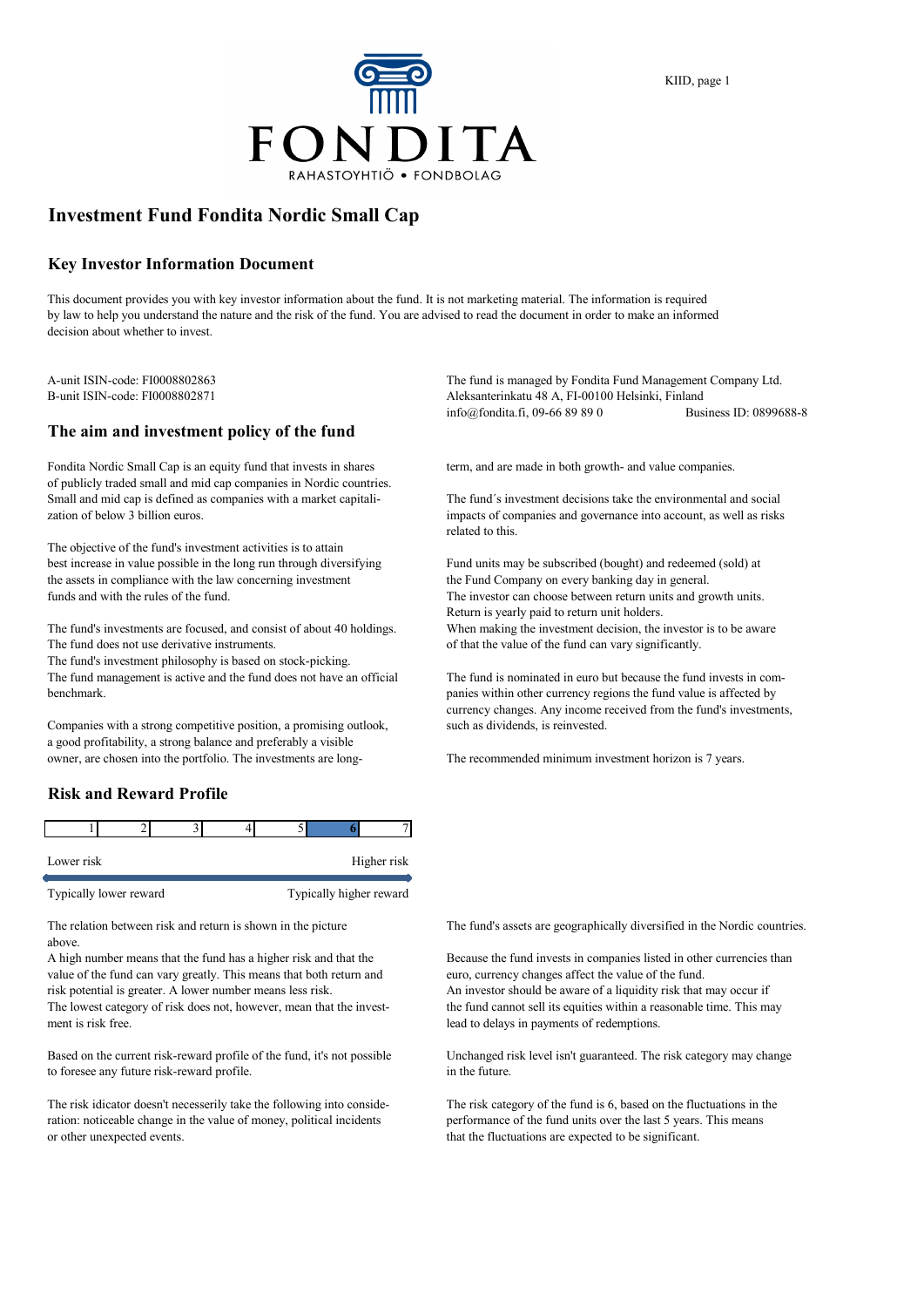FONDITA

RAHASTOYHTIÖ • FONDBOLAG

# Investment Fund Fondita Nordic Small Cap

## Key Investor Information Document

This document provides you with key investor information about the fund. It is not marketing material. The information is required by law to help you understand the nature and the risk of the fund. You are advised to read the document in order to make an informed decision about whether to invest.

A-unit ISIN-code: FI0008802863
B-unit ISIN-code: FI0008802871

The fund is managed by Fondita Fund Management Company Ltd.
Aleksanterinkatu 48 A, FI-00100 Helsinki, Finland
info@fondita.fi, 09-66 89 89 0 Business ID: 0899688-8

## The aim and investment policy of the fund

Fondita Nordic Small Cap is an equity fund that invests in shares of publicly traded small and mid cap companies in Nordic countries. Small and mid cap is defined as companies with a market capitalization of below 3 billion euros.

The objective of the fund's investment activities is to attain best increase in value possible in the long run through diversifying the assets in compliance with the law concerning investment funds and with the rules of the fund.

The fund's investments are focused, and consist of about 40 holdings.
The fund does not use derivative instruments.
The fund's investment philosophy is based on stock-picking.
The fund management is active and the fund does not have an official benchmark.

Companies with a strong competitive position, a promising outlook, a good profitability, a strong balance and preferably a visible owner, are chosen into the portfolio. The investments are long-term, and are made in both growth- and value companies.

The fund´s investment decisions take the environmental and social impacts of companies and governance into account, as well as risks related to this.

Fund units may be subscribed (bought) and redeemed (sold) at the Fund Company on every banking day in general.
The investor can choose between return units and growth units.
Return is yearly paid to return unit holders.
When making the investment decision, the investor is to be aware of that the value of the fund can vary significantly.

The fund is nominated in euro but because the fund invests in companies within other currency regions the fund value is affected by currency changes. Any income received from the fund's investments, such as dividends, is reinvested.

The recommended minimum investment horizon is 7 years.

## Risk and Reward Profile

| 1 | 2 | 3 | 4 | 5 | **6** | 7 |
|---|---|---|---|---|---|---|

Lower risk — Higher risk

Typically lower reward — Typically higher reward

The relation between risk and return is shown in the picture above.
A high number means that the fund has a higher risk and that the value of the fund can vary greatly. This means that both return and risk potential is greater. A lower number means less risk.
The lowest category of risk does not, however, mean that the investment is risk free.

Based on the current risk-reward profile of the fund, it's not possible to foresee any future risk-reward profile.

The risk idicator doesn't necesserily take the following into consideration: noticeable change in the value of money, political incidents or other unexpected events.

The fund's assets are geographically diversified in the Nordic countries.

Because the fund invests in companies listed in other currencies than euro, currency changes affect the value of the fund.
An investor should be aware of a liquidity risk that may occur if the fund cannot sell its equities within a reasonable time. This may lead to delays in payments of redemptions.

Unchanged risk level isn't guaranteed. The risk category may change in the future.

The risk category of the fund is 6, based on the fluctuations in the performance of the fund units over the last 5 years. This means that the fluctuations are expected to be significant.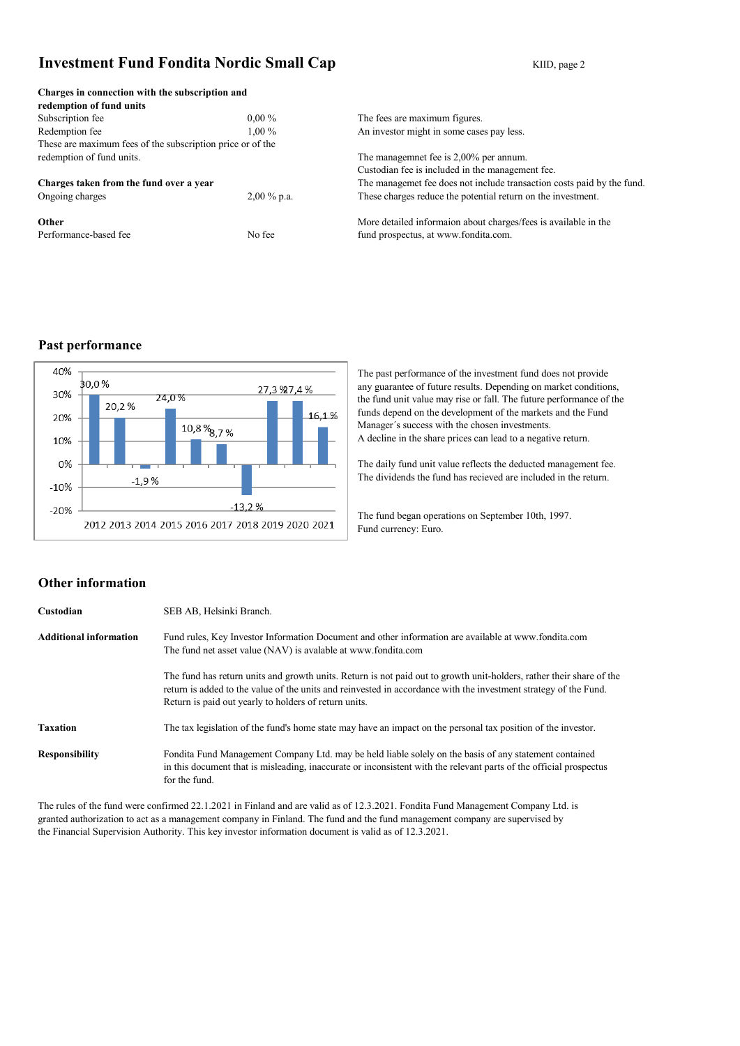# Investment Fund Fondita Nordic Small Cap

**Charges in connection with the subscription and redemption of fund units**

| | |
|---|---|
| Subscription fee | 0,00 % |
| Redemption fee | 1,00 % |

These are maximum fees of the subscription price or of the redemption of fund units.

**Charges taken from the fund over a year**

| | |
|---|---|
| Ongoing charges | 2,00 % p.a. |

**Other**

| | |
|---|---|
| Performance-based fee | No fee |

The fees are maximum figures.
An investor might in some cases pay less.

The managemnet fee is 2,00% per annum.
Custodian fee is included in the management fee.
The managemet fee does not include transaction costs paid by the fund.
These charges reduce the potential return on the investment.

More detailed informaion about charges/fees is available in the fund prospectus, at www.fondita.com.

## Past performance

40%
30%
20%
10%
0%
-10%
-20%

30,0 %
20,2 %
-1,9 %
24,0 %
10,8 %
8,7 %
-13,2 %
27,3 %
27,4 %
16,1 %

2012 2013 2014 2015 2016 2017 2018 2019 2020 2021

The past performance of the investment fund does not provide any guarantee of future results. Depending on market conditions, the fund unit value may rise or fall. The future performance of the funds depend on the development of the markets and the Fund Manager´s success with the chosen investments.
A decline in the share prices can lead to a negative return.

The daily fund unit value reflects the deducted management fee. The dividends the fund has recieved are included in the return.

The fund began operations on September 10th, 1997.
Fund currency: Euro.

## Other information

**Custodian**

SEB AB, Helsinki Branch.

**Additional information**

Fund rules, Key Investor Information Document and other information are available at www.fondita.com
The fund net asset value (NAV) is avalable at www.fondita.com

The fund has return units and growth units. Return is not paid out to growth unit-holders, rather their share of the return is added to the value of the units and reinvested in accordance with the investment strategy of the Fund. Return is paid out yearly to holders of return units.

**Taxation**

The tax legislation of the fund's home state may have an impact on the personal tax position of the investor.

**Responsibility**

Fondita Fund Management Company Ltd. may be held liable solely on the basis of any statement contained in this document that is misleading, inaccurate or inconsistent with the relevant parts of the official prospectus for the fund.

The rules of the fund were confirmed 22.1.2021 in Finland and are valid as of 12.3.2021. Fondita Fund Management Company Ltd. is granted authorization to act as a management company in Finland. The fund and the fund management company are supervised by the Financial Supervision Authority. This key investor information document is valid as of 12.3.2021.